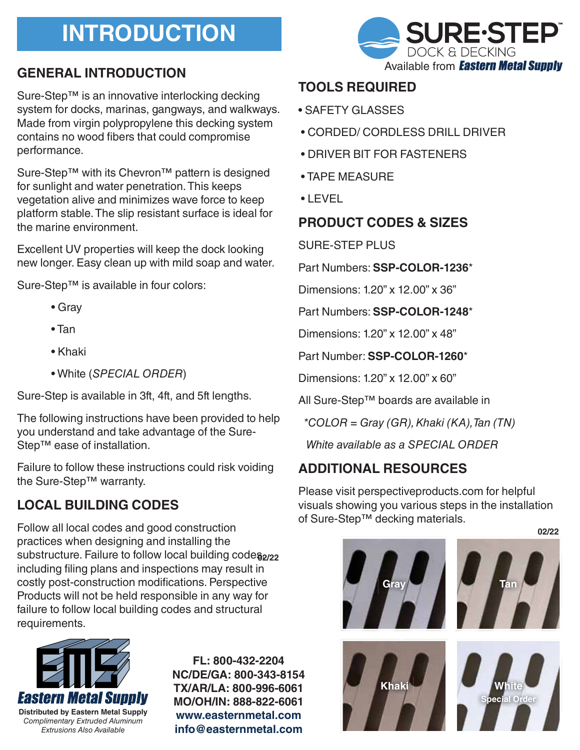# INTRODUCTION

## GENERAL INTRODUCTION

Sure-Step™ is an innovative interlocking decking system for docks, marinas, gangways, and walkways. Made from virgin polypropylene this decking system contains no wood fibers that could compromise performance.

Sure-Step™ with its Chevron™ pattern is designed for sunlight and water penetration. This keeps vegetation alive and minimizes wave force to keep platform stable. The slip resistant surface is ideal for the marine environment.

Excellent UV properties will keep the dock looking new longer. Easy clean up with mild soap and water.

Sure-Step™ is available in four colors:

- Gray
- Tan
- Khaki
- White (*SPECIAL ORDER*)

Sure-Step is available in 3ft, 4ft, and 5ft lengths.

The following instructions have been provided to help you understand and take advantage of the Sure-Step™ ease of installation.

Failure to follow these instructions could risk voiding the Sure-Step™ warranty.

## LOCAL BUILDING CODES

Follow all local codes and good construction practices when designing and installing the substructure. Failure to follow local building codes including filing plans and inspections may result in costly post-construction modifications. Perspective Products will not be held responsible in any way for failure to follow local building codes and structural requirements.

**Eastern Metal Supply**

**Distributed by Eastern Metal Supply**
*Complimentary Extruded Aluminum Extrusions Also Available*

**FL: 800-432-2204**
**NC/DE/GA: 800-343-8154**
**TX/AR/LA: 800-996-6061**
**MO/OH/IN: 888-822-6061**
**www.easternmetal.com**
**info@easternmetal.com**

**SURE·STEP™** DOCK & DECKING
Available from **Eastern Metal Supply**

## TOOLS REQUIRED

- SAFETY GLASSES
- CORDED/ CORDLESS DRILL DRIVER
- DRIVER BIT FOR FASTENERS
- TAPE MEASURE
- LEVEL

## PRODUCT CODES & SIZES

SURE-STEP PLUS

Part Numbers: **SSP-COLOR-1236***

Dimensions: 1.20" x 12.00" x 36"

Part Numbers: **SSP-COLOR-1248***

Dimensions: 1.20" x 12.00" x 48"

Part Number: **SSP-COLOR-1260***

Dimensions: 1.20" x 12.00" x 60"

All Sure-Step™ boards are available in

*\*COLOR = Gray (GR), Khaki (KA), Tan (TN)*

*White available as a SPECIAL ORDER*

## ADDITIONAL RESOURCES

Please visit perspectiveproducts.com for helpful visuals showing you various steps in the installation of Sure-Step™ decking materials.

Gray | Tan | Khaki | White Special Order

02/22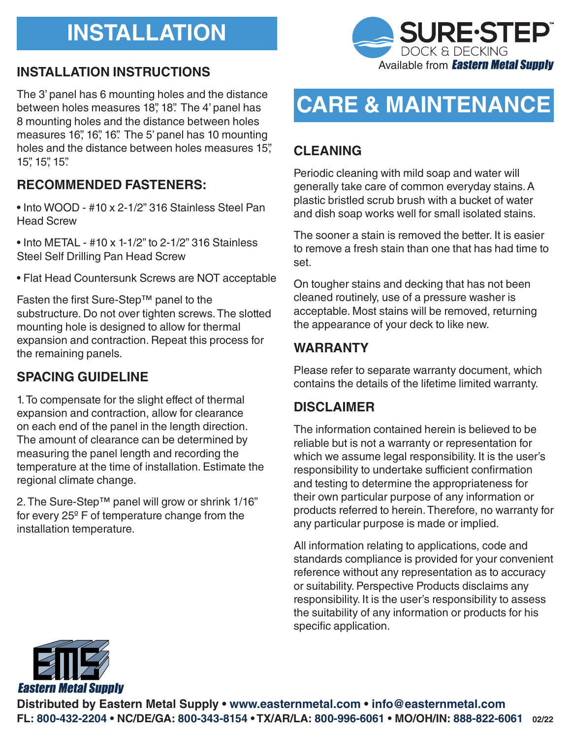# INSTALLATION

## INSTALLATION INSTRUCTIONS

The 3' panel has 6 mounting holes and the distance between holes measures 18", 18". The 4' panel has 8 mounting holes and the distance between holes measures 16", 16", 16". The 5' panel has 10 mounting holes and the distance between holes measures 15", 15", 15", 15".

## RECOMMENDED FASTENERS:

- Into WOOD - #10 x 2-1/2" 316 Stainless Steel Pan Head Screw
- Into METAL - #10 x 1-1/2" to 2-1/2" 316 Stainless Steel Self Drilling Pan Head Screw
- Flat Head Countersunk Screws are NOT acceptable

Fasten the first Sure-Step™ panel to the substructure. Do not over tighten screws. The slotted mounting hole is designed to allow for thermal expansion and contraction. Repeat this process for the remaining panels.

## SPACING GUIDELINE

1. To compensate for the slight effect of thermal expansion and contraction, allow for clearance on each end of the panel in the length direction. The amount of clearance can be determined by measuring the panel length and recording the temperature at the time of installation. Estimate the regional climate change.

2. The Sure-Step™ panel will grow or shrink 1/16" for every 25º F of temperature change from the installation temperature.

SURE·STEP™ DOCK & DECKING
Available from Eastern Metal Supply

# CARE & MAINTENANCE

## CLEANING

Periodic cleaning with mild soap and water will generally take care of common everyday stains. A plastic bristled scrub brush with a bucket of water and dish soap works well for small isolated stains.

The sooner a stain is removed the better. It is easier to remove a fresh stain than one that has had time to set.

On tougher stains and decking that has not been cleaned routinely, use of a pressure washer is acceptable. Most stains will be removed, returning the appearance of your deck to like new.

## WARRANTY

Please refer to separate warranty document, which contains the details of the lifetime limited warranty.

## DISCLAIMER

The information contained herein is believed to be reliable but is not a warranty or representation for which we assume legal responsibility. It is the user's responsibility to undertake sufficient confirmation and testing to determine the appropriateness for their own particular purpose of any information or products referred to herein. Therefore, no warranty for any particular purpose is made or implied.

All information relating to applications, code and standards compliance is provided for your convenient reference without any representation as to accuracy or suitability. Perspective Products disclaims any responsibility. It is the user's responsibility to assess the suitability of any information or products for his specific application.

EMS Eastern Metal Supply

**Distributed by Eastern Metal Supply • www.easternmetal.com • info@easternmetal.com**
**FL: 800-432-2204 • NC/DE/GA: 800-343-8154 • TX/AR/LA: 800-996-6061 • MO/OH/IN: 888-822-6061** 02/22